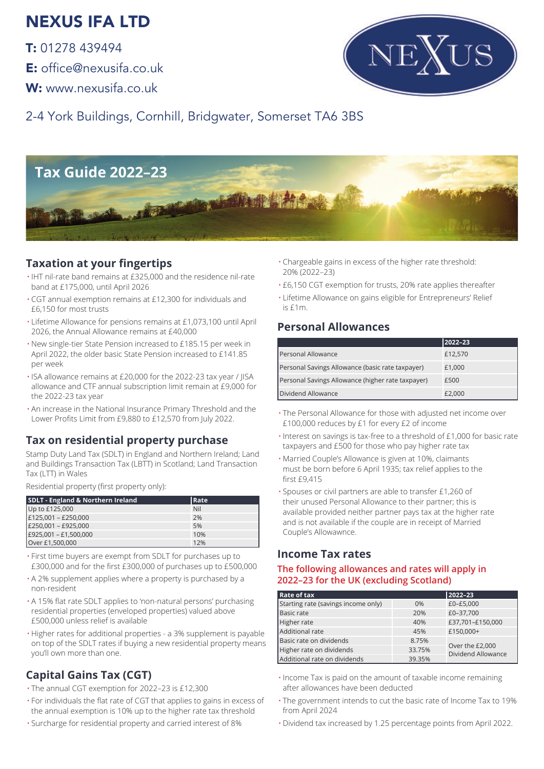# NEXUS IFA LTD

**T:** 01278 439494

**E:** office@nexusifa.co.uk

**W:** www.nexusifa.co.uk

2-4 York Buildings, Cornhill, Bridgwater, Somerset TA6 3BS

# Tax Guide 2022–23

## Taxation at your fingertips

- IHT nil-rate band remains at £325,000 and the residence nil-rate band at £175,000, until April 2026
- CGT annual exemption remains at £12,300 for individuals and £6,150 for most trusts
- Lifetime Allowance for pensions remains at £1,073,100 until April 2026, the Annual Allowance remains at £40,000
- New single-tier State Pension increased to £185.15 per week in April 2022, the older basic State Pension increased to £141.85 per week
- ISA allowance remains at £20,000 for the 2022-23 tax year / JISA allowance and CTF annual subscription limit remain at £9,000 for the 2022-23 tax year
- An increase in the National Insurance Primary Threshold and the Lower Profits Limit from £9,880 to £12,570 from July 2022.

## Tax on residential property purchase

Stamp Duty Land Tax (SDLT) in England and Northern Ireland; Land and Buildings Transaction Tax (LBTT) in Scotland; Land Transaction Tax (LTT) in Wales

Residential property (first property only):

| SDLT - England & Northern Ireland | Rate |
|---|---|
| Up to £125,000 | Nil |
| £125,001 – £250,000 | 2% |
| £250,001 – £925,000 | 5% |
| £925,001 – £1,500,000 | 10% |
| Over £1,500,000 | 12% |

- First time buyers are exempt from SDLT for purchases up to £300,000 and for the first £300,000 of purchases up to £500,000
- A 2% supplement applies where a property is purchased by a non-resident
- A 15% flat rate SDLT applies to 'non-natural persons' purchasing residential properties (enveloped properties) valued above £500,000 unless relief is available
- Higher rates for additional properties - a 3% supplement is payable on top of the SDLT rates if buying a new residential property means you'll own more than one.

## Capital Gains Tax (CGT)

- The annual CGT exemption for 2022–23 is £12,300
- For individuals the flat rate of CGT that applies to gains in excess of the annual exemption is 10% up to the higher rate tax threshold
- Surcharge for residential property and carried interest of 8%
- Chargeable gains in excess of the higher rate threshold: 20% (2022–23)
- £6,150 CGT exemption for trusts, 20% rate applies thereafter
- Lifetime Allowance on gains eligible for Entrepreneurs' Relief is £1m.

## Personal Allowances

| | 2022–23 |
|---|---|
| Personal Allowance | £12,570 |
| Personal Savings Allowance (basic rate taxpayer) | £1,000 |
| Personal Savings Allowance (higher rate taxpayer) | £500 |
| Dividend Allowance | £2,000 |

- The Personal Allowance for those with adjusted net income over £100,000 reduces by £1 for every £2 of income
- Interest on savings is tax-free to a threshold of £1,000 for basic rate taxpayers and £500 for those who pay higher rate tax
- Married Couple's Allowance is given at 10%, claimants must be born before 6 April 1935; tax relief applies to the first £9,415
- Spouses or civil partners are able to transfer £1,260 of their unused Personal Allowance to their partner; this is available provided neither partner pays tax at the higher rate and is not available if the couple are in receipt of Married Couple's Allowawnce.

## Income Tax rates

### The following allowances and rates will apply in 2022–23 for the UK (excluding Scotland)

| Rate of tax | | 2022–23 |
|---|---|---|
| Starting rate (savings income only) | 0% | £0–£5,000 |
| Basic rate | 20% | £0–37,700 |
| Higher rate | 40% | £37,701–£150,000 |
| Additional rate | 45% | £150,000+ |
| Basic rate on dividends | 8.75% | Over the £2,000 Dividend Allowance |
| Higher rate on dividends | 33.75% | |
| Additional rate on dividends | 39.35% | |

- Income Tax is paid on the amount of taxable income remaining after allowances have been deducted
- The government intends to cut the basic rate of Income Tax to 19% from April 2024
- Dividend tax increased by 1.25 percentage points from April 2022.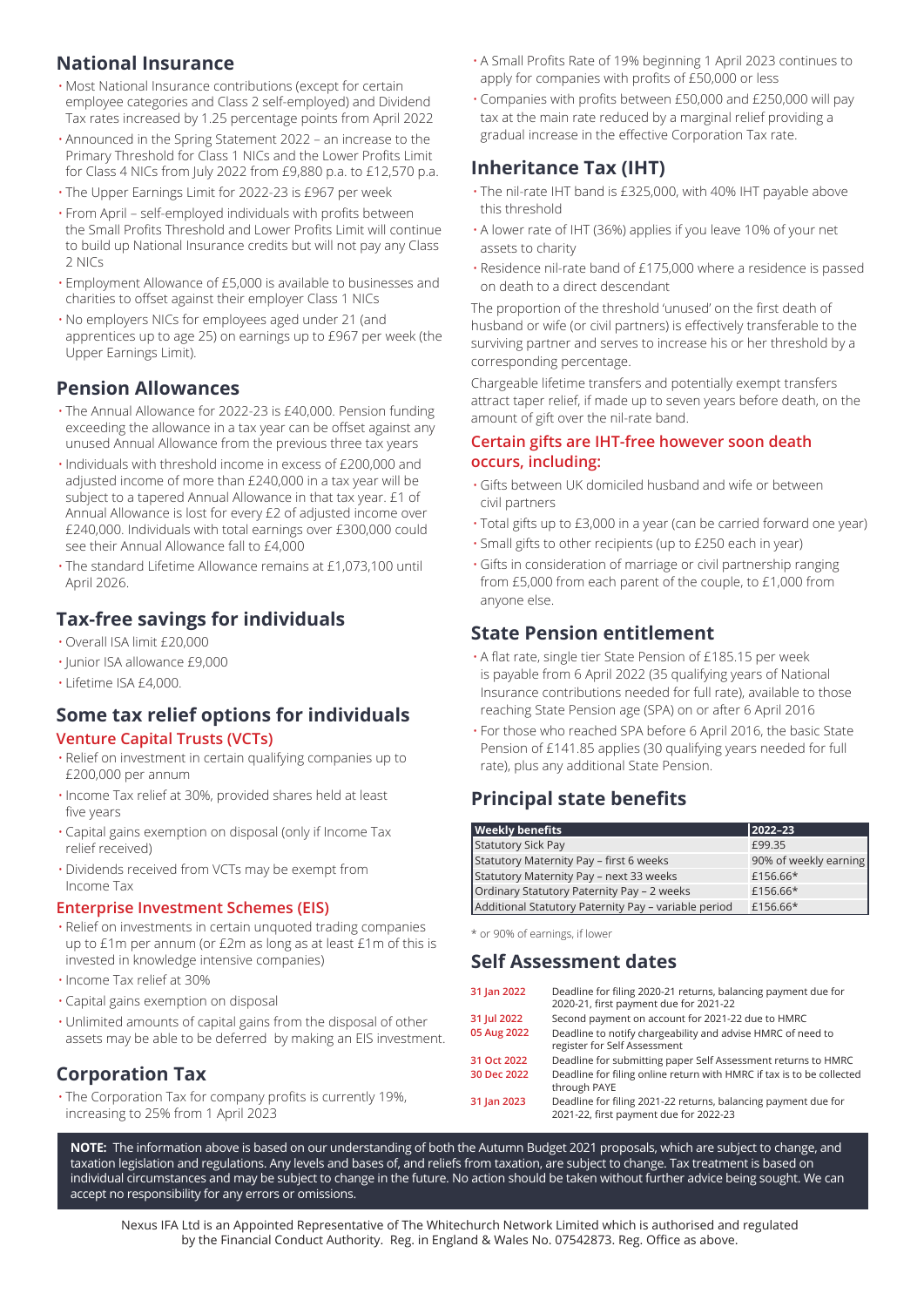## National Insurance

- Most National Insurance contributions (except for certain employee categories and Class 2 self-employed) and Dividend Tax rates increased by 1.25 percentage points from April 2022
- Announced in the Spring Statement 2022 – an increase to the Primary Threshold for Class 1 NICs and the Lower Profits Limit for Class 4 NICs from July 2022 from £9,880 p.a. to £12,570 p.a.
- The Upper Earnings Limit for 2022-23 is £967 per week
- From April – self-employed individuals with profits between the Small Profits Threshold and Lower Profits Limit will continue to build up National Insurance credits but will not pay any Class 2 NICs
- Employment Allowance of £5,000 is available to businesses and charities to offset against their employer Class 1 NICs
- No employers NICs for employees aged under 21 (and apprentices up to age 25) on earnings up to £967 per week (the Upper Earnings Limit).

## Pension Allowances

- The Annual Allowance for 2022-23 is £40,000. Pension funding exceeding the allowance in a tax year can be offset against any unused Annual Allowance from the previous three tax years
- Individuals with threshold income in excess of £200,000 and adjusted income of more than £240,000 in a tax year will be subject to a tapered Annual Allowance in that tax year. £1 of Annual Allowance is lost for every £2 of adjusted income over £240,000. Individuals with total earnings over £300,000 could see their Annual Allowance fall to £4,000
- The standard Lifetime Allowance remains at £1,073,100 until April 2026.

## Tax-free savings for individuals

- Overall ISA limit £20,000
- Junior ISA allowance £9,000
- Lifetime ISA £4,000.

## Some tax relief options for individuals

### Venture Capital Trusts (VCTs)

- Relief on investment in certain qualifying companies up to £200,000 per annum
- Income Tax relief at 30%, provided shares held at least five years
- Capital gains exemption on disposal (only if Income Tax relief received)
- Dividends received from VCTs may be exempt from Income Tax

### Enterprise Investment Schemes (EIS)

- Relief on investments in certain unquoted trading companies up to £1m per annum (or £2m as long as at least £1m of this is invested in knowledge intensive companies)
- Income Tax relief at 30%
- Capital gains exemption on disposal
- Unlimited amounts of capital gains from the disposal of other assets may be able to be deferred by making an EIS investment.

## Corporation Tax

- The Corporation Tax for company profits is currently 19%, increasing to 25% from 1 April 2023
- A Small Profits Rate of 19% beginning 1 April 2023 continues to apply for companies with profits of £50,000 or less
- Companies with profits between £50,000 and £250,000 will pay tax at the main rate reduced by a marginal relief providing a gradual increase in the effective Corporation Tax rate.

## Inheritance Tax (IHT)

- The nil-rate IHT band is £325,000, with 40% IHT payable above this threshold
- A lower rate of IHT (36%) applies if you leave 10% of your net assets to charity
- Residence nil-rate band of £175,000 where a residence is passed on death to a direct descendant

The proportion of the threshold 'unused' on the first death of husband or wife (or civil partners) is effectively transferable to the surviving partner and serves to increase his or her threshold by a corresponding percentage.

Chargeable lifetime transfers and potentially exempt transfers attract taper relief, if made up to seven years before death, on the amount of gift over the nil-rate band.

### Certain gifts are IHT-free however soon death occurs, including:

- Gifts between UK domiciled husband and wife or between civil partners
- Total gifts up to £3,000 in a year (can be carried forward one year)
- Small gifts to other recipients (up to £250 each in year)
- Gifts in consideration of marriage or civil partnership ranging from £5,000 from each parent of the couple, to £1,000 from anyone else.

## State Pension entitlement

- A flat rate, single tier State Pension of £185.15 per week is payable from 6 April 2022 (35 qualifying years of National Insurance contributions needed for full rate), available to those reaching State Pension age (SPA) on or after 6 April 2016
- For those who reached SPA before 6 April 2016, the basic State Pension of £141.85 applies (30 qualifying years needed for full rate), plus any additional State Pension.

## Principal state benefits

| Weekly benefits | 2022–23 |
|---|---|
| Statutory Sick Pay | £99.35 |
| Statutory Maternity Pay – first 6 weeks | 90% of weekly earning |
| Statutory Maternity Pay – next 33 weeks | £156.66* |
| Ordinary Statutory Paternity Pay – 2 weeks | £156.66* |
| Additional Statutory Paternity Pay – variable period | £156.66* |

\* or 90% of earnings, if lower

## Self Assessment dates

| | |
|---|---|
| 31 Jan 2022 | Deadline for filing 2020-21 returns, balancing payment due for 2020-21, first payment due for 2021-22 |
| 31 Jul 2022 | Second payment on account for 2021-22 due to HMRC |
| 05 Aug 2022 | Deadline to notify chargeability and advise HMRC of need to register for Self Assessment |
| 31 Oct 2022 | Deadline for submitting paper Self Assessment returns to HMRC |
| 30 Dec 2022 | Deadline for filing online return with HMRC if tax is to be collected through PAYE |
| 31 Jan 2023 | Deadline for filing 2021-22 returns, balancing payment due for 2021-22, first payment due for 2022-23 |

**NOTE:** The information above is based on our understanding of both the Autumn Budget 2021 proposals, which are subject to change, and taxation legislation and regulations. Any levels and bases of, and reliefs from taxation, are subject to change. Tax treatment is based on individual circumstances and may be subject to change in the future. No action should be taken without further advice being sought. We can accept no responsibility for any errors or omissions.

Nexus IFA Ltd is an Appointed Representative of The Whitechurch Network Limited which is authorised and regulated by the Financial Conduct Authority. Reg. in England & Wales No. 07542873. Reg. Office as above.